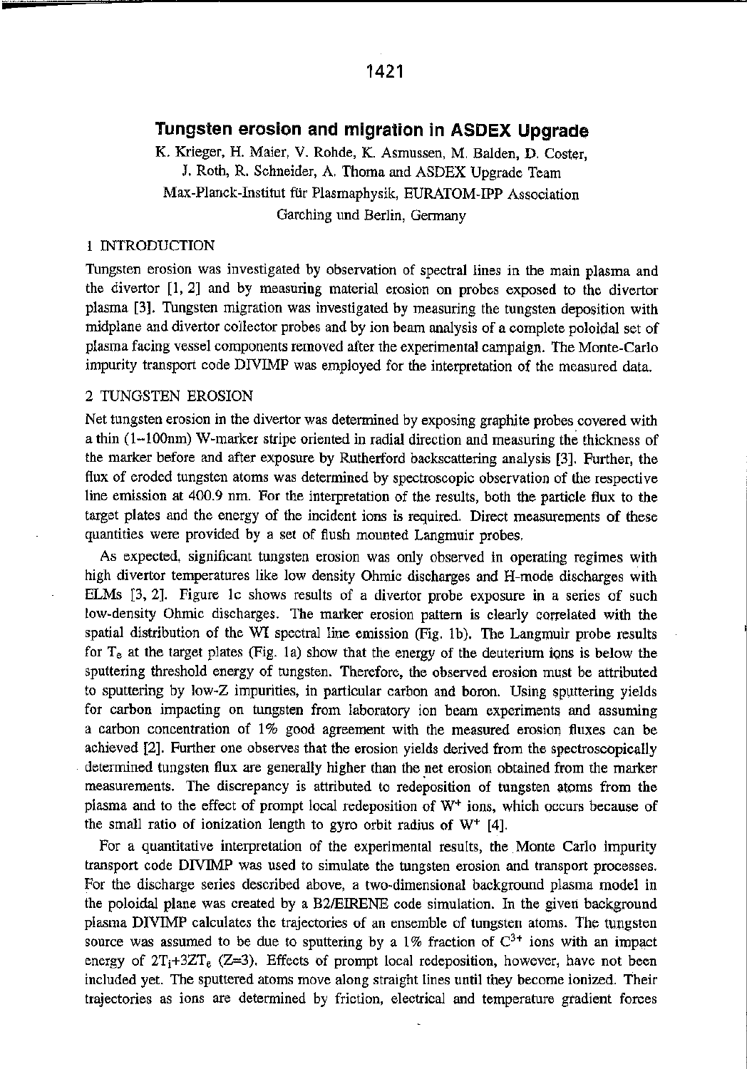# Tungsten erosion and migration in ASDEX Upgrade

K. Krieger, H. Maier, V. Rohde, K. Asmussen, M. Balden, D. Coster, J. Roth, R. Schneider, A. Thoma and ASDEX Upgrade Team
Max-Planck-Institut für Plasmaphysik, EURATOM-IPP Association
Garching und Berlin, Germany

## 1 INTRODUCTION

Tungsten erosion was investigated by observation of spectral lines in the main plasma and the divertor [1, 2] and by measuring material erosion on probes exposed to the divertor plasma [3]. Tungsten migration was investigated by measuring the tungsten deposition with midplane and divertor collector probes and by ion beam analysis of a complete poloidal set of plasma facing vessel components removed after the experimental campaign. The Monte-Carlo impurity transport code DIVIMP was employed for the interpretation of the measured data.

## 2 TUNGSTEN EROSION

Net tungsten erosion in the divertor was determined by exposing graphite probes covered with a thin (1–100nm) W-marker stripe oriented in radial direction and measuring the thickness of the marker before and after exposure by Rutherford backscattering analysis [3]. Further, the flux of eroded tungsten atoms was determined by spectroscopic observation of the respective line emission at 400.9 nm. For the interpretation of the results, both the particle flux to the target plates and the energy of the incident ions is required. Direct measurements of these quantities were provided by a set of flush mounted Langmuir probes.

As expected, significant tungsten erosion was only observed in operating regimes with high divertor temperatures like low density Ohmic discharges and H-mode discharges with ELMs [3, 2]. Figure 1c shows results of a divertor probe exposure in a series of such low-density Ohmic discharges. The marker erosion pattern is clearly correlated with the spatial distribution of the WI spectral line emission (Fig. 1b). The Langmuir probe results for $T_e$ at the target plates (Fig. 1a) show that the energy of the deuterium ions is below the sputtering threshold energy of tungsten. Therefore, the observed erosion must be attributed to sputtering by low-Z impurities, in particular carbon and boron. Using sputtering yields for carbon impacting on tungsten from laboratory ion beam experiments and assuming a carbon concentration of 1% good agreement with the measured erosion fluxes can be achieved [2]. Further one observes that the erosion yields derived from the spectroscopically determined tungsten flux are generally higher than the net erosion obtained from the marker measurements. The discrepancy is attributed to redeposition of tungsten atoms from the plasma and to the effect of prompt local redeposition of $W^+$ ions, which occurs because of the small ratio of ionization length to gyro orbit radius of $W^+$ [4].

For a quantitative interpretation of the experimental results, the Monte Carlo impurity transport code DIVIMP was used to simulate the tungsten erosion and transport processes. For the discharge series described above, a two-dimensional background plasma model in the poloidal plane was created by a B2/EIRENE code simulation. In the given background plasma DIVIMP calculates the trajectories of an ensemble of tungsten atoms. The tungsten source was assumed to be due to sputtering by a 1% fraction of $C^{3+}$ ions with an impact energy of $2T_i+3ZT_e$ ($Z$=3). Effects of prompt local redeposition, however, have not been included yet. The sputtered atoms move along straight lines until they become ionized. Their trajectories as ions are determined by friction, electrical and temperature gradient forces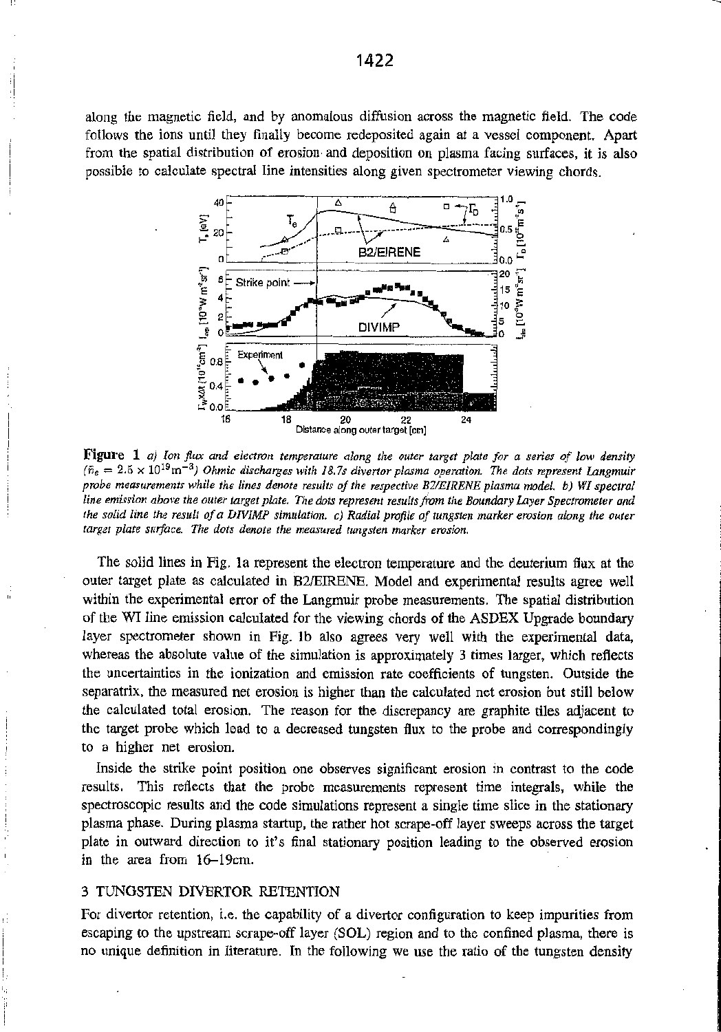along the magnetic field, and by anomalous diffusion across the magnetic field. The code follows the ions until they finally become redeposited again at a vessel component. Apart from the spatial distribution of erosion and deposition on plasma facing surfaces, it is also possible to calculate spectral line intensities along given spectrometer viewing chords.

**Figure 1** *a) Ion flux and electron temperature along the outer target plate for a series of low density ($\bar{n}_e = 2.5 \times 10^{19} m^{-3}$) Ohmic discharges with 18.7s divertor plasma operation. The dots represent Langmuir probe measurements while the lines denote results of the respective B2/EIRENE plasma model. b) WI spectral line emission above the outer target plate. The dots represent results from the Boundary Layer Spectrometer and the solid line the result of a DIVIMP simulation. c) Radial profile of tungsten marker erosion along the outer target plate surface. The dots denote the measured tungsten marker erosion.*

The solid lines in Fig. 1a represent the electron temperature and the deuterium flux at the outer target plate as calculated in B2/EIRENE. Model and experimental results agree well within the experimental error of the Langmuir probe measurements. The spatial distribution of the WI line emission calculated for the viewing chords of the ASDEX Upgrade boundary layer spectrometer shown in Fig. 1b also agrees very well with the experimental data, whereas the absolute value of the simulation is approximately 3 times larger, which reflects the uncertainties in the ionization and emission rate coefficients of tungsten. Outside the separatrix, the measured net erosion is higher than the calculated net erosion but still below the calculated total erosion. The reason for the discrepancy are graphite tiles adjacent to the target probe which lead to a decreased tungsten flux to the probe and correspondingly to a higher net erosion.

Inside the strike point position one observes significant erosion in contrast to the code results. This reflects that the probe measurements represent time integrals, while the spectroscopic results and the code simulations represent a single time slice in the stationary plasma phase. During plasma startup, the rather hot scrape-off layer sweeps across the target plate in outward direction to it's final stationary position leading to the observed erosion in the area from 16–19cm.

## 3 TUNGSTEN DIVERTOR RETENTION

For divertor retention, i.e. the capability of a divertor configuration to keep impurities from escaping to the upstream scrape-off layer (SOL) region and to the confined plasma, there is no unique definition in literature. In the following we use the ratio of the tungsten density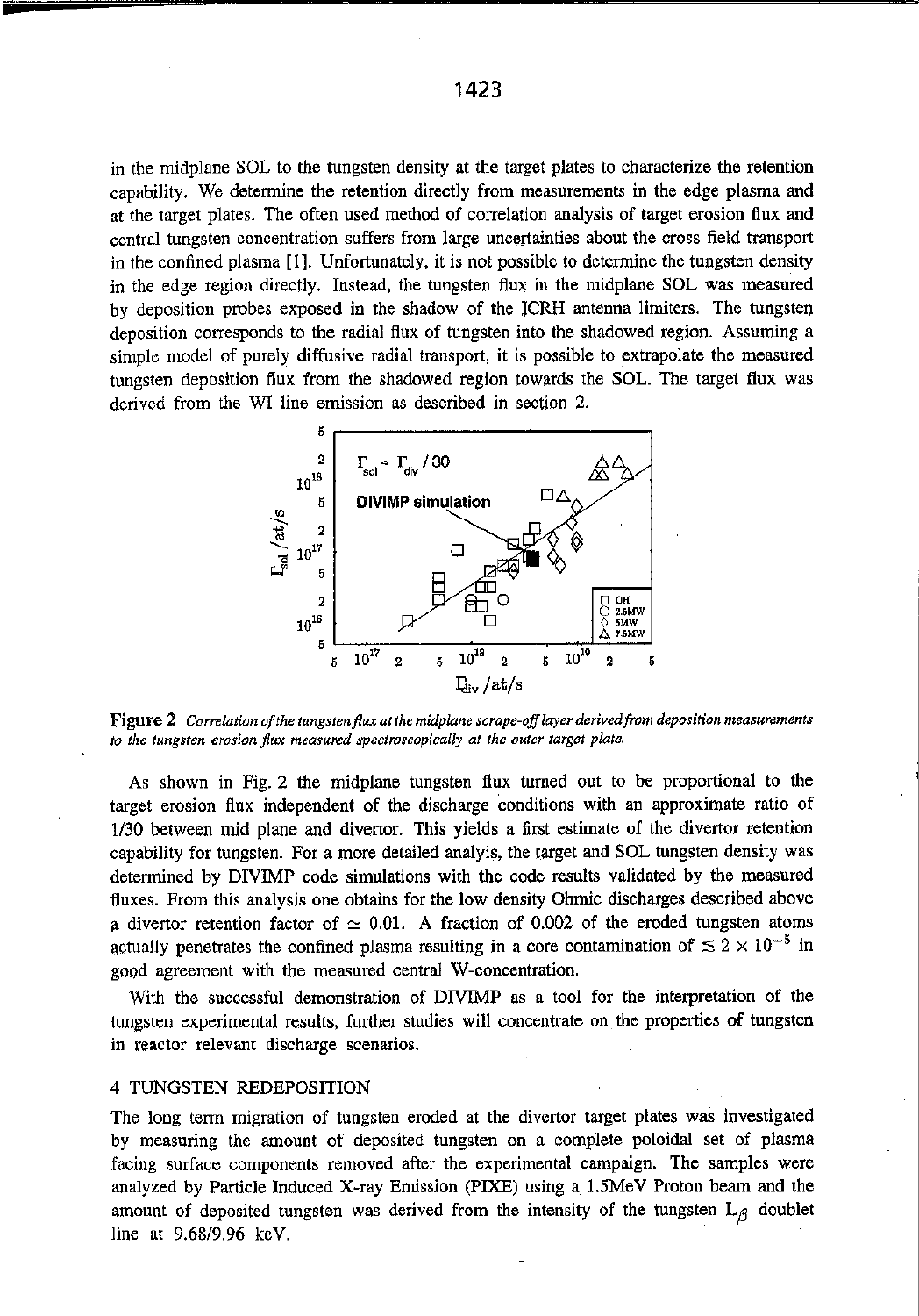in the midplane SOL to the tungsten density at the target plates to characterize the retention capability. We determine the retention directly from measurements in the edge plasma and at the target plates. The often used method of correlation analysis of target erosion flux and central tungsten concentration suffers from large uncertainties about the cross field transport in the confined plasma [1]. Unfortunately, it is not possible to determine the tungsten density in the edge region directly. Instead, the tungsten flux in the midplane SOL was measured by deposition probes exposed in the shadow of the ICRH antenna limiters. The tungsten deposition corresponds to the radial flux of tungsten into the shadowed region. Assuming a simple model of purely diffusive radial transport, it is possible to extrapolate the measured tungsten deposition flux from the shadowed region towards the SOL. The target flux was derived from the WI line emission as described in section 2.

**Figure 2** *Correlation of the tungsten flux at the midplane scrape-off layer derived from deposition measurements to the tungsten erosion flux measured spectroscopically at the outer target plate.*

As shown in Fig. 2 the midplane tungsten flux turned out to be proportional to the target erosion flux independent of the discharge conditions with an approximate ratio of 1/30 between mid plane and divertor. This yields a first estimate of the divertor retention capability for tungsten. For a more detailed analyis, the target and SOL tungsten density was determined by DIVIMP code simulations with the code results validated by the measured fluxes. From this analysis one obtains for the low density Ohmic discharges described above a divertor retention factor of $\simeq 0.01$. A fraction of 0.002 of the eroded tungsten atoms actually penetrates the confined plasma resulting in a core contamination of $\lesssim 2 \times 10^{-5}$ in good agreement with the measured central W-concentration.

With the successful demonstration of DIVIMP as a tool for the interpretation of the tungsten experimental results, further studies will concentrate on the properties of tungsten in reactor relevant discharge scenarios.

## 4 TUNGSTEN REDEPOSITION

The long term migration of tungsten eroded at the divertor target plates was investigated by measuring the amount of deposited tungsten on a complete poloidal set of plasma facing surface components removed after the experimental campaign. The samples were analyzed by Particle Induced X-ray Emission (PIXE) using a 1.5MeV Proton beam and the amount of deposited tungsten was derived from the intensity of the tungsten $L_\beta$ doublet line at 9.68/9.96 keV.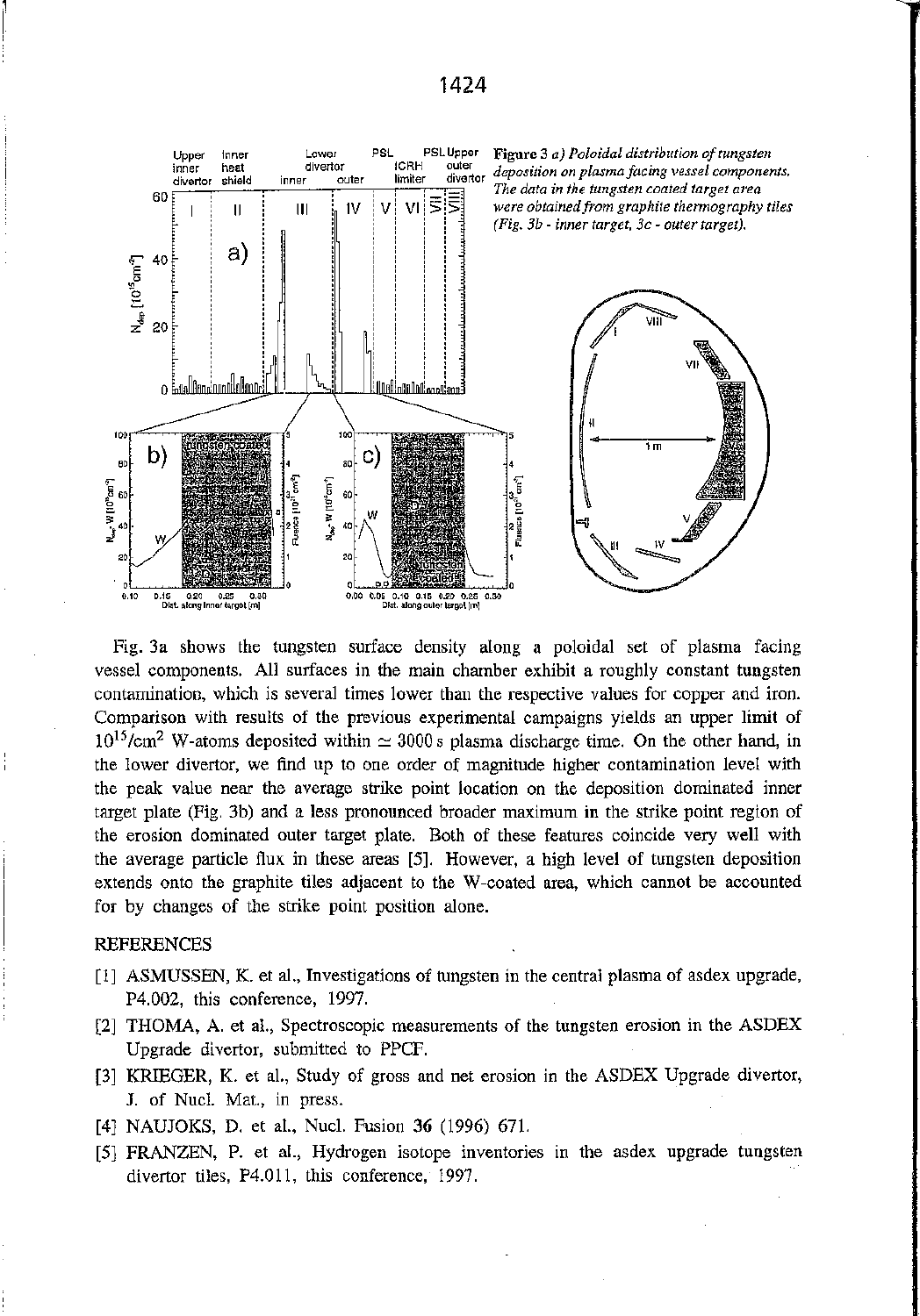Upper inner divertor
Inner heat shield
Lower divertor
inner
outer
PSL
ICRH limiter
PSL Upper outer divertor

I II III IV V VI VII VIII

60
40
20
0

a)

$N_{dep}$ [$10^{15}$cm$^{-2}$]

b)
tungsten coated
W
$N_{dep}$ W [$10^{15}$cm$^{-2}$]
Fluence [$10^{25}$ cm$^{-2}$]
D
0.10 0.15 0.20 0.25 0.30
Dist. along inner target [m]

c)
W
D
tungsten coated
$N_{dep}$ W [$10^{15}$cm$^{-2}$]
Fluence [$10^{25}$ cm$^{-2}$]
0.00 0.05 0.10 0.15 0.20 0.25 0.30
Dist. along outer target [m]

I II III IV V VI VII VIII
1 m

**Figure 3** *a) Poloidal distribution of tungsten deposition on plasma facing vessel components. The data in the tungsten coated target area were obtained from graphite thermography tiles (Fig. 3b - inner target, 3c - outer target).*

Fig. 3a shows the tungsten surface density along a poloidal set of plasma facing vessel components. All surfaces in the main chamber exhibit a roughly constant tungsten contamination, which is several times lower than the respective values for copper and iron. Comparison with results of the previous experimental campaigns yields an upper limit of $10^{15}$/cm$^2$ W-atoms deposited within $\simeq$ 3000 s plasma discharge time. On the other hand, in the lower divertor, we find up to one order of magnitude higher contamination level with the peak value near the average strike point location on the deposition dominated inner target plate (Fig. 3b) and a less pronounced broader maximum in the strike point region of the erosion dominated outer target plate. Both of these features coincide very well with the average particle flux in these areas [5]. However, a high level of tungsten deposition extends onto the graphite tiles adjacent to the W-coated area, which cannot be accounted for by changes of the strike point position alone.

## REFERENCES

[1] ASMUSSEN, K. et al., Investigations of tungsten in the central plasma of asdex upgrade, P4.002, this conference, 1997.

[2] THOMA, A. et al., Spectroscopic measurements of the tungsten erosion in the ASDEX Upgrade divertor, submitted to PPCF.

[3] KRIEGER, K. et al., Study of gross and net erosion in the ASDEX Upgrade divertor, J. of Nucl. Mat., in press.

[4] NAUJOKS, D. et al., Nucl. Fusion **36** (1996) 671.

[5] FRANZEN, P. et al., Hydrogen isotope inventories in the asdex upgrade tungsten divertor tiles, P4.011, this conference, 1997.